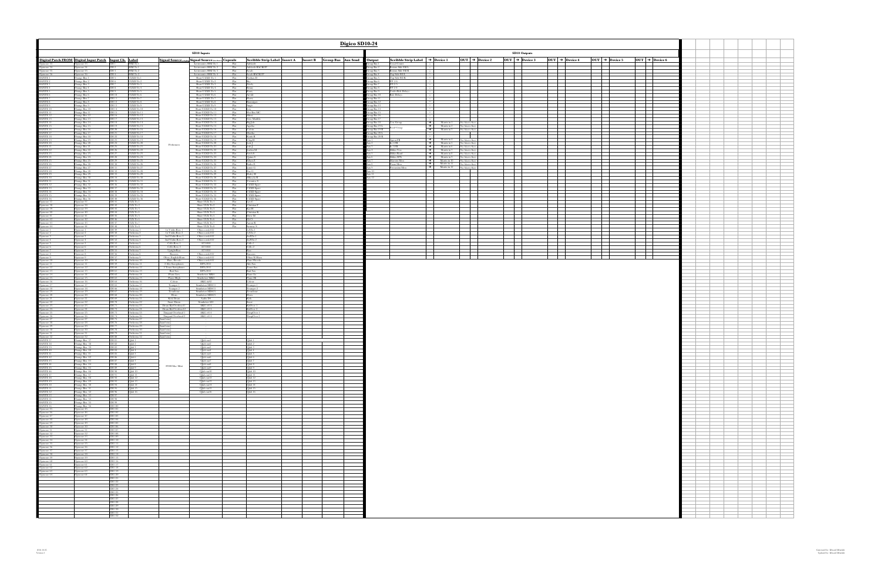# Digico SD10-24

## SD10 Inputs

| Digital Patch FROM | Digital Input Patch | Input Ch. | Label | Signal Source (Analog) | Signal Source (Wireless) | Capsule | Scribble Strip Label | Insert A | Insert B | Group Bus | Aux Send |
|---|---|---|---|---|---|---|---|---|---|---|---|

## SD10 Outputs

| Output | Scribble Strip Label | → Device 1 | OUT | → Device 2 | OUT | → Device 3 | OUT | → Device 4 | OUT | → Device 5 | OUT | → Device 6 |
|---|---|---|---|---|---|---|---|---|---|---|---|---|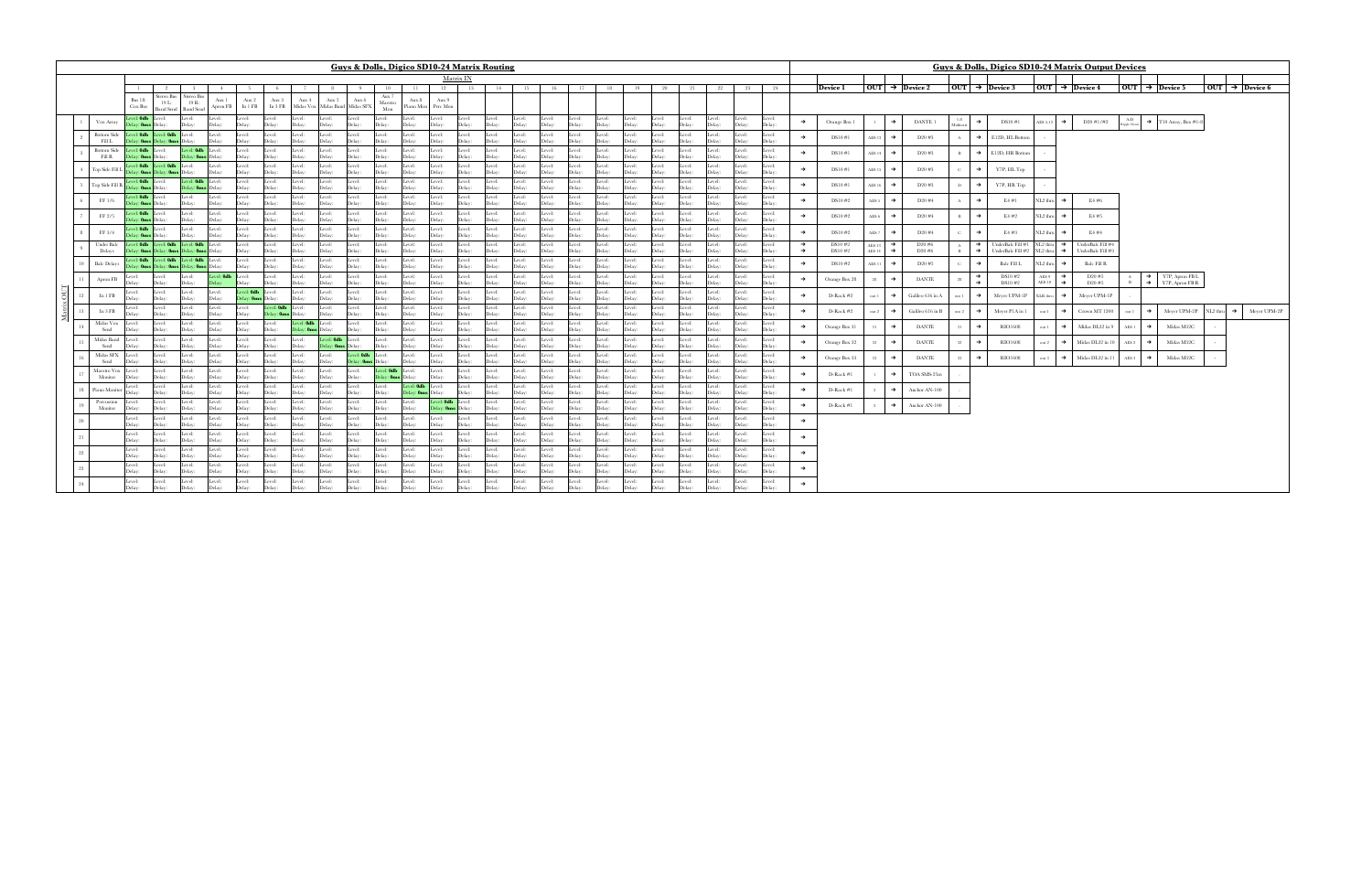## Guys & Dolls, Digico SD10-24 Matrix Routing

| Matrix OUT | | Matrix IN 1: Bus 1/8 Cox Bus | 2: Stereo Bus 19 L Band Send | 3: Stereo Bus 19 R Band Send | 4: Aux 1 Apron Fill | 5: Aux 2 In 1 FB | 6: Aux 3 In 1 FB | 7: Aux 4 Midas Vox | 8: Aux 5 Midas Band | 9: Aux 6 Midas SFX | 10: Aux 7 Maestro Mon | 11: Aux 8 Piano Mon | 12: Aux 9 Perc Mon | 13 | 14 | 15 | 16 | 17 | 18 | 19 | 20 | 21 | 22 | 23 | 24 |
|---|---|---|---|---|---|---|---|---|---|---|---|---|---|---|---|---|---|---|---|---|---|---|---|---|---|
| 1 | Vox Array | Level: 0db Delay: 0ms | Level: Delay: | Level: Delay: | Level: Delay: | Level: Delay: | Level: Delay: | Level: Delay: | Level: Delay: | Level: Delay: | Level: Delay: | Level: Delay: | Level: Delay: | Level: Delay: | Level: Delay: | Level: Delay: | Level: Delay: | Level: Delay: | Level: Delay: | Level: Delay: | Level: Delay: | Level: Delay: | Level: Delay: | Level: Delay: | Level: Delay: |
| 2 | Bottom Side Fill L | Level: 0db Delay: 0ms | Level: 0db Delay: 0ms | Level: Delay: | Level: Delay: | Level: Delay: | Level: Delay: | Level: Delay: | Level: Delay: | Level: Delay: | Level: Delay: | Level: Delay: | Level: Delay: | Level: Delay: | Level: Delay: | Level: Delay: | Level: Delay: | Level: Delay: | Level: Delay: | Level: Delay: | Level: Delay: | Level: Delay: | Level: Delay: | Level: Delay: | Level: Delay: |
| 3 | Bottom Side Fill R | Level: 0db Delay: 0ms | Level: Delay: | Level: 0db Delay: 0ms | Level: Delay: | Level: Delay: | Level: Delay: | Level: Delay: | Level: Delay: | Level: Delay: | Level: Delay: | Level: Delay: | Level: Delay: | Level: Delay: | Level: Delay: | Level: Delay: | Level: Delay: | Level: Delay: | Level: Delay: | Level: Delay: | Level: Delay: | Level: Delay: | Level: Delay: | Level: Delay: | Level: Delay: |
| 4 | Top Side Fill L | Level: 0db Delay: 0ms | Level: 0db Delay: 0ms | Level: Delay: | Level: Delay: | Level: Delay: | Level: Delay: | Level: Delay: | Level: Delay: | Level: Delay: | Level: Delay: | Level: Delay: | Level: Delay: | Level: Delay: | Level: Delay: | Level: Delay: | Level: Delay: | Level: Delay: | Level: Delay: | Level: Delay: | Level: Delay: | Level: Delay: | Level: Delay: | Level: Delay: | Level: Delay: |
| 5 | Top Side Fill R | Level: 0db Delay: 0ms | Level: Delay: | Level: 0db Delay: 0ms | Level: Delay: | Level: Delay: | Level: Delay: | Level: Delay: | Level: Delay: | Level: Delay: | Level: Delay: | Level: Delay: | Level: Delay: | Level: Delay: | Level: Delay: | Level: Delay: | Level: Delay: | Level: Delay: | Level: Delay: | Level: Delay: | Level: Delay: | Level: Delay: | Level: Delay: | Level: Delay: | Level: Delay: |
| 6 | FF 1/5 | Level: 0db Delay: 0ms | Level: Delay: | Level: Delay: | Level: Delay: | Level: Delay: | Level: Delay: | Level: Delay: | Level: Delay: | Level: Delay: | Level: Delay: | Level: Delay: | Level: Delay: | Level: Delay: | Level: Delay: | Level: Delay: | Level: Delay: | Level: Delay: | Level: Delay: | Level: Delay: | Level: Delay: | Level: Delay: | Level: Delay: | Level: Delay: | Level: Delay: |
| 7 | FF 2/5 | Level: 0db Delay: 0ms | Level: Delay: | Level: Delay: | Level: Delay: | Level: Delay: | Level: Delay: | Level: Delay: | Level: Delay: | Level: Delay: | Level: Delay: | Level: Delay: | Level: Delay: | Level: Delay: | Level: Delay: | Level: Delay: | Level: Delay: | Level: Delay: | Level: Delay: | Level: Delay: | Level: Delay: | Level: Delay: | Level: Delay: | Level: Delay: | Level: Delay: |
| 8 | FF 3/4 | Level: 0db Delay: 0ms | Level: Delay: | Level: Delay: | Level: Delay: | Level: Delay: | Level: Delay: | Level: Delay: | Level: Delay: | Level: Delay: | Level: Delay: | Level: Delay: | Level: Delay: | Level: Delay: | Level: Delay: | Level: Delay: | Level: Delay: | Level: Delay: | Level: Delay: | Level: Delay: | Level: Delay: | Level: Delay: | Level: Delay: | Level: Delay: | Level: Delay: |
| 9 | Under Balc Delays | Level: 0db Delay: 0ms | Level: 0db Delay: 0ms | Level: 0db Delay: 0ms | Level: Delay: | Level: Delay: | Level: Delay: | Level: Delay: | Level: Delay: | Level: Delay: | Level: Delay: | Level: Delay: | Level: Delay: | Level: Delay: | Level: Delay: | Level: Delay: | Level: Delay: | Level: Delay: | Level: Delay: | Level: Delay: | Level: Delay: | Level: Delay: | Level: Delay: | Level: Delay: | Level: Delay: |
| 10 | Balc Delays | Level: 0db Delay: 0ms | Level: 0db Delay: 0ms | Level: 0db Delay: 0ms | Level: Delay: | Level: Delay: | Level: Delay: | Level: Delay: | Level: Delay: | Level: Delay: | Level: Delay: | Level: Delay: | Level: Delay: | Level: Delay: | Level: Delay: | Level: Delay: | Level: Delay: | Level: Delay: | Level: Delay: | Level: Delay: | Level: Delay: | Level: Delay: | Level: Delay: | Level: Delay: | Level: Delay: |
| 11 | Apron Fill | Level: Delay: | Level: Delay: | Level: Delay: | Level: 0db Delay: | Level: Delay: | Level: Delay: | Level: Delay: | Level: Delay: | Level: Delay: | Level: Delay: | Level: Delay: | Level: Delay: | Level: Delay: | Level: Delay: | Level: Delay: | Level: Delay: | Level: Delay: | Level: Delay: | Level: Delay: | Level: Delay: | Level: Delay: | Level: Delay: | Level: Delay: | Level: Delay: |
| 12 | In 1 FB | Level: Delay: | Level: Delay: | Level: Delay: | Level: Delay: | Level: 0db Delay: 0ms | Level: Delay: | Level: Delay: | Level: Delay: | Level: Delay: | Level: Delay: | Level: Delay: | Level: Delay: | Level: Delay: | Level: Delay: | Level: Delay: | Level: Delay: | Level: Delay: | Level: Delay: | Level: Delay: | Level: Delay: | Level: Delay: | Level: Delay: | Level: Delay: | Level: Delay: |
| 13 | In 1 FB | Level: Delay: | Level: Delay: | Level: Delay: | Level: Delay: | Level: Delay: | Level: 0db Delay: 0ms | Level: Delay: | Level: Delay: | Level: Delay: | Level: Delay: | Level: Delay: | Level: Delay: | Level: Delay: | Level: Delay: | Level: Delay: | Level: Delay: | Level: Delay: | Level: Delay: | Level: Delay: | Level: Delay: | Level: Delay: | Level: Delay: | Level: Delay: | Level: Delay: |
| 14 | Midas Vox Send | Level: Delay: | Level: Delay: | Level: Delay: | Level: Delay: | Level: Delay: | Level: Delay: | Level: 0db Delay: 0ms | Level: Delay: | Level: Delay: | Level: Delay: | Level: Delay: | Level: Delay: | Level: Delay: | Level: Delay: | Level: Delay: | Level: Delay: | Level: Delay: | Level: Delay: | Level: Delay: | Level: Delay: | Level: Delay: | Level: Delay: | Level: Delay: | Level: Delay: |
| 15 | Midas Band Send | Level: Delay: | Level: Delay: | Level: Delay: | Level: Delay: | Level: Delay: | Level: Delay: | Level: Delay: | Level: 0db Delay: 0ms | Level: Delay: | Level: Delay: | Level: Delay: | Level: Delay: | Level: Delay: | Level: Delay: | Level: Delay: | Level: Delay: | Level: Delay: | Level: Delay: | Level: Delay: | Level: Delay: | Level: Delay: | Level: Delay: | Level: Delay: | Level: Delay: |
| 16 | Midas SFX Send | Level: Delay: | Level: Delay: | Level: Delay: | Level: Delay: | Level: Delay: | Level: Delay: | Level: Delay: | Level: Delay: | Level: 0db Delay: 0ms | Level: Delay: | Level: Delay: | Level: Delay: | Level: Delay: | Level: Delay: | Level: Delay: | Level: Delay: | Level: Delay: | Level: Delay: | Level: Delay: | Level: Delay: | Level: Delay: | Level: Delay: | Level: Delay: | Level: Delay: |
| 17 | Maestro Vox Monitor | Level: Delay: | Level: Delay: | Level: Delay: | Level: Delay: | Level: Delay: | Level: Delay: | Level: Delay: | Level: Delay: | Level: Delay: | Level: 0db Delay: 0ms | Level: Delay: | Level: Delay: | Level: Delay: | Level: Delay: | Level: Delay: | Level: Delay: | Level: Delay: | Level: Delay: | Level: Delay: | Level: Delay: | Level: Delay: | Level: Delay: | Level: Delay: | Level: Delay: |
| 18 | Piano Monitor | Level: Delay: | Level: Delay: | Level: Delay: | Level: Delay: | Level: Delay: | Level: Delay: | Level: Delay: | Level: Delay: | Level: Delay: | Level: Delay: | Level: 0db Delay: 0ms | Level: Delay: | Level: Delay: | Level: Delay: | Level: Delay: | Level: Delay: | Level: Delay: | Level: Delay: | Level: Delay: | Level: Delay: | Level: Delay: | Level: Delay: | Level: Delay: | Level: Delay: |
| 19 | Percussion Monitor | Level: Delay: | Level: Delay: | Level: Delay: | Level: Delay: | Level: Delay: | Level: Delay: | Level: Delay: | Level: Delay: | Level: Delay: | Level: Delay: | Level: Delay: | Level: 0db Delay: 0ms | Level: Delay: | Level: Delay: | Level: Delay: | Level: Delay: | Level: Delay: | Level: Delay: | Level: Delay: | Level: Delay: | Level: Delay: | Level: Delay: | Level: Delay: | Level: Delay: |
| 20 | | Level: Delay: | Level: Delay: | Level: Delay: | Level: Delay: | Level: Delay: | Level: Delay: | Level: Delay: | Level: Delay: | Level: Delay: | Level: Delay: | Level: Delay: | Level: Delay: | Level: Delay: | Level: Delay: | Level: Delay: | Level: Delay: | Level: Delay: | Level: Delay: | Level: Delay: | Level: Delay: | Level: Delay: | Level: Delay: | Level: Delay: | Level: Delay: |
| 21 | | Level: Delay: | Level: Delay: | Level: Delay: | Level: Delay: | Level: Delay: | Level: Delay: | Level: Delay: | Level: Delay: | Level: Delay: | Level: Delay: | Level: Delay: | Level: Delay: | Level: Delay: | Level: Delay: | Level: Delay: | Level: Delay: | Level: Delay: | Level: Delay: | Level: Delay: | Level: Delay: | Level: Delay: | Level: Delay: | Level: Delay: | Level: Delay: |
| 22 | | Level: Delay: | Level: Delay: | Level: Delay: | Level: Delay: | Level: Delay: | Level: Delay: | Level: Delay: | Level: Delay: | Level: Delay: | Level: Delay: | Level: Delay: | Level: Delay: | Level: Delay: | Level: Delay: | Level: Delay: | Level: Delay: | Level: Delay: | Level: Delay: | Level: Delay: | Level: Delay: | Level: Delay: | Level: Delay: | Level: Delay: | Level: Delay: |
| 23 | | Level: Delay: | Level: Delay: | Level: Delay: | Level: Delay: | Level: Delay: | Level: Delay: | Level: Delay: | Level: Delay: | Level: Delay: | Level: Delay: | Level: Delay: | Level: Delay: | Level: Delay: | Level: Delay: | Level: Delay: | Level: Delay: | Level: Delay: | Level: Delay: | Level: Delay: | Level: Delay: | Level: Delay: | Level: Delay: | Level: Delay: | Level: Delay: |
| 24 | | Level: Delay: | Level: Delay: | Level: Delay: | Level: Delay: | Level: Delay: | Level: Delay: | Level: Delay: | Level: Delay: | Level: Delay: | Level: Delay: | Level: Delay: | Level: Delay: | Level: Delay: | Level: Delay: | Level: Delay: | Level: Delay: | Level: Delay: | Level: Delay: | Level: Delay: | Level: Delay: | Level: Delay: | Level: Delay: | Level: Delay: | Level: Delay: |

## Guys & Dolls, Digico SD10-24 Matrix Output Devices

| Matrix OUT | | Device 1 | OUT | → | Device 2 | OUT | → | Device 3 | OUT | → | Device 4 | OUT | → | Device 5 | OUT | → | Device 6 |
|---|---|---|---|---|---|---|---|---|---|---|---|---|---|---|---|---|---|
| 1 | → | Orange Box 1 | 1 | → | DANTE 1 | 1-8 Madison | → | DS10 #1 | AES 1-12 | → | D20 #1/#2 | A-D Single Drum | → | Y10 Array, Box #1-8 | | | |
| 2 | → | DS10 #1 | AES 13 | → | D20 #2 | A | → | E12D, HL Bottom | - | | | | | | | | |
| 3 | → | DS10 #1 | AES 14 | → | D20 #2 | B | → | E12D, HR Bottom | - | | | | | | | | |
| 4 | → | DS10 #1 | AES 15 | → | D20 #3 | C | → | Y7P, HL Top | - | | | | | | | | |
| 5 | → | DS10 #1 | AES 16 | → | D20 #3 | D | → | Y7P, HR Top | - | | | | | | | | |
| 6 | → | DS10 #2 | AES 5 | → | D20 #4 | A | → | E6 #1 | NL2 thru | → | E6 #6 | | | | | | |
| 7 | → | DS10 #2 | AES 6 | → | D20 #4 | B | → | E6 #2 | NL2 thru | → | E6 #5 | | | | | | |
| 8 | → | DS10 #2 | AES 7 | → | D20 #4 | C | → | E6 #3 | NL2 thru | → | E6 #4 | | | | | | |
| 9 | → → | DS10 #2 / DS10 #2 | AES 12 / AES 11 | → | D20 #6 / D20 #6 | A / B | → → | UnderBalc Fill #1 / UnderBalc Fill #2 | NL2 thru / NL2 thru | → → | UnderBalc Fill #4 / UnderBalc Fill #3 | | | | | | |
| 10 | → | DS10 #2 | AES 13 | → | D20 #5 | C | → | Balc Fill L | NL2 thru | → | Balc Fill R | | | | | | |
| 11 | → | Orange Box 21 | 21 | → | DANTE | 21 | → → | DS10 #2 / DS10 #2 | AES 9 / AES 10 | → → | D20 #5 / D20 #5 | A / B | → → | Y7P, Apron FB L / Y7P, Apron FB R | | | |
| 12 | → | D-Rack #2 | out 1 | → | Galileo 616 in A | out 1 | → | Meyer UPM-1P | XLR thru | → | Meyer UPM-1P | - | | | | | |
| 13 | → | D-Rack #2 | out 2 | → | Galileo 616 in B | out 2 | → | Meyer P1A in 1 | out 1 | → | Crown MT 1200 | out 1 | → | Meyer UPM-2P | NL2 thru | → | Meyer UPM-2P |
| 14 | → | Orange Box 31 | 31 | → | DANTE | 31 | → | RIO1608 | out 1 | → | Midas DL32 in 9 | AES 1 | → | Midas M32C | - | | |
| 15 | → | Orange Box 32 | 32 | → | DANTE | 32 | → | RIO1608 | out 2 | → | Midas DL32 in 10 | AES 2 | → | Midas M32C | - | | |
| 16 | → | Orange Box 33 | 33 | → | DANTE | 33 | → | RIO1608 | out 3 | → | Midas DL32 in 11 | AES 3 | → | Midas M32C | - | | |
| 17 | → | D-Rack #1 | 1 | → | TOA SMS-25m | | | | | | | | | | | | |
| 18 | → | D-Rack #1 | 2 | → | Anchor AN-100 | | | | | | | | | | | | |
| 19 | → | D-Rack #1 | 3 | → | Anchor AN-100 | | | | | | | | | | | | |
| 20 | → | | | | | | | | | | | | | | | | |
| 21 | → | | | | | | | | | | | | | | | | |
| 22 | → | | | | | | | | | | | | | | | | |
| 23 | → | | | | | | | | | | | | | | | | |
| 24 | → | | | | | | | | | | | | | | | | |